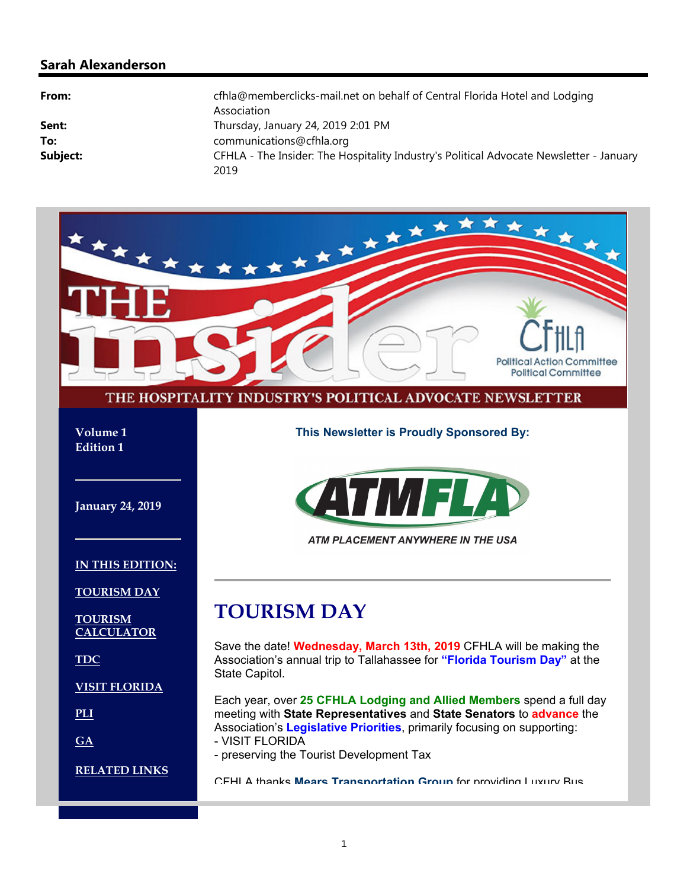**Sarah Alexanderson**

| | |
|---|---|
| **From:** | cfhla@memberclicks-mail.net on behalf of Central Florida Hotel and Lodging Association |
| **Sent:** | Thursday, January 24, 2019 2:01 PM |
| **To:** | communications@cfhla.org |
| **Subject:** | CFHLA - The Insider: The Hospitality Industry's Political Advocate Newsletter - January 2019 |

THE insider

CFHLA Political Action Committee Political Committee

THE HOSPITALITY INDUSTRY'S POLITICAL ADVOCATE NEWSLETTER

Volume 1
Edition 1

January 24, 2019

**IN THIS EDITION:**

- TOURISM DAY
- TOURISM CALCULATOR
- TDC
- VISIT FLORIDA
- PLI
- GA
- RELATED LINKS

**This Newsletter is Proudly Sponsored By:**

ATMFLA

*ATM PLACEMENT ANYWHERE IN THE USA*

# TOURISM DAY

Save the date! **Wednesday, March 13th, 2019** CFHLA will be making the Association's annual trip to Tallahassee for **"Florida Tourism Day"** at the State Capitol.

Each year, over **25 CFHLA Lodging and Allied Members** spend a full day meeting with **State Representatives** and **State Senators** to **advance** the Association's **Legislative Priorities**, primarily focusing on supporting:
- VISIT FLORIDA
- preserving the Tourist Development Tax

CFHLA thanks **Mears Transportation Group** for providing Luxury Bus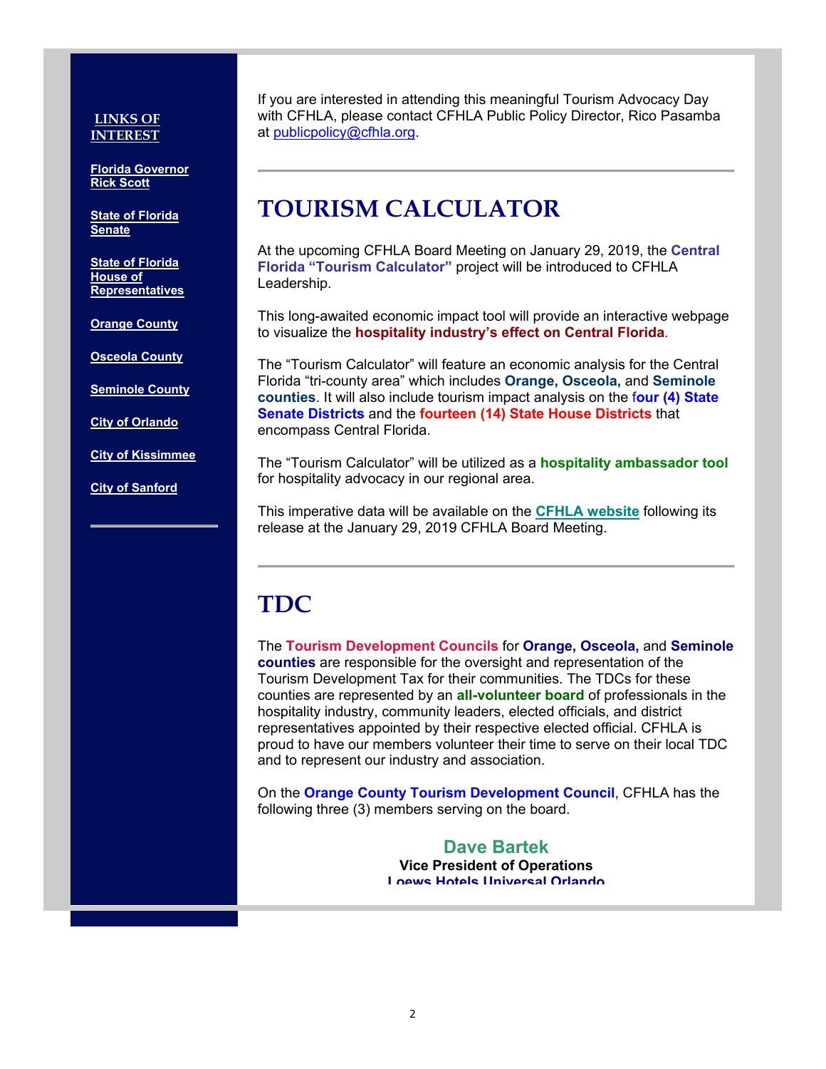**LINKS OF INTEREST**

**Florida Governor Rick Scott**

**State of Florida Senate**

**State of Florida House of Representatives**

**Orange County**

**Osceola County**

**Seminole County**

**City of Orlando**

**City of Kissimmee**

**City of Sanford**

If you are interested in attending this meaningful Tourism Advocacy Day with CFHLA, please contact CFHLA Public Policy Director, Rico Pasamba at publicpolicy@cfhla.org.

---

# TOURISM CALCULATOR

At the upcoming CFHLA Board Meeting on January 29, 2019, the **Central Florida "Tourism Calculator"** project will be introduced to CFHLA Leadership.

This long-awaited economic impact tool will provide an interactive webpage to visualize the **hospitality industry's effect on Central Florida**.

The "Tourism Calculator" will feature an economic analysis for the Central Florida "tri-county area" which includes **Orange, Osceola,** and **Seminole counties**. It will also include tourism impact analysis on the **four (4) State Senate Districts** and the **fourteen (14) State House Districts** that encompass Central Florida.

The "Tourism Calculator" will be utilized as a **hospitality ambassador tool** for hospitality advocacy in our regional area.

This imperative data will be available on the **CFHLA website** following its release at the January 29, 2019 CFHLA Board Meeting.

---

# TDC

The **Tourism Development Councils** for **Orange, Osceola,** and **Seminole counties** are responsible for the oversight and representation of the Tourism Development Tax for their communities. The TDCs for these counties are represented by an **all-volunteer board** of professionals in the hospitality industry, community leaders, elected officials, and district representatives appointed by their respective elected official. CFHLA is proud to have our members volunteer their time to serve on their local TDC and to represent our industry and association.

On the **Orange County Tourism Development Council**, CFHLA has the following three (3) members serving on the board.

**Dave Bartek**
**Vice President of Operations**
**Loews Hotels Universal Orlando**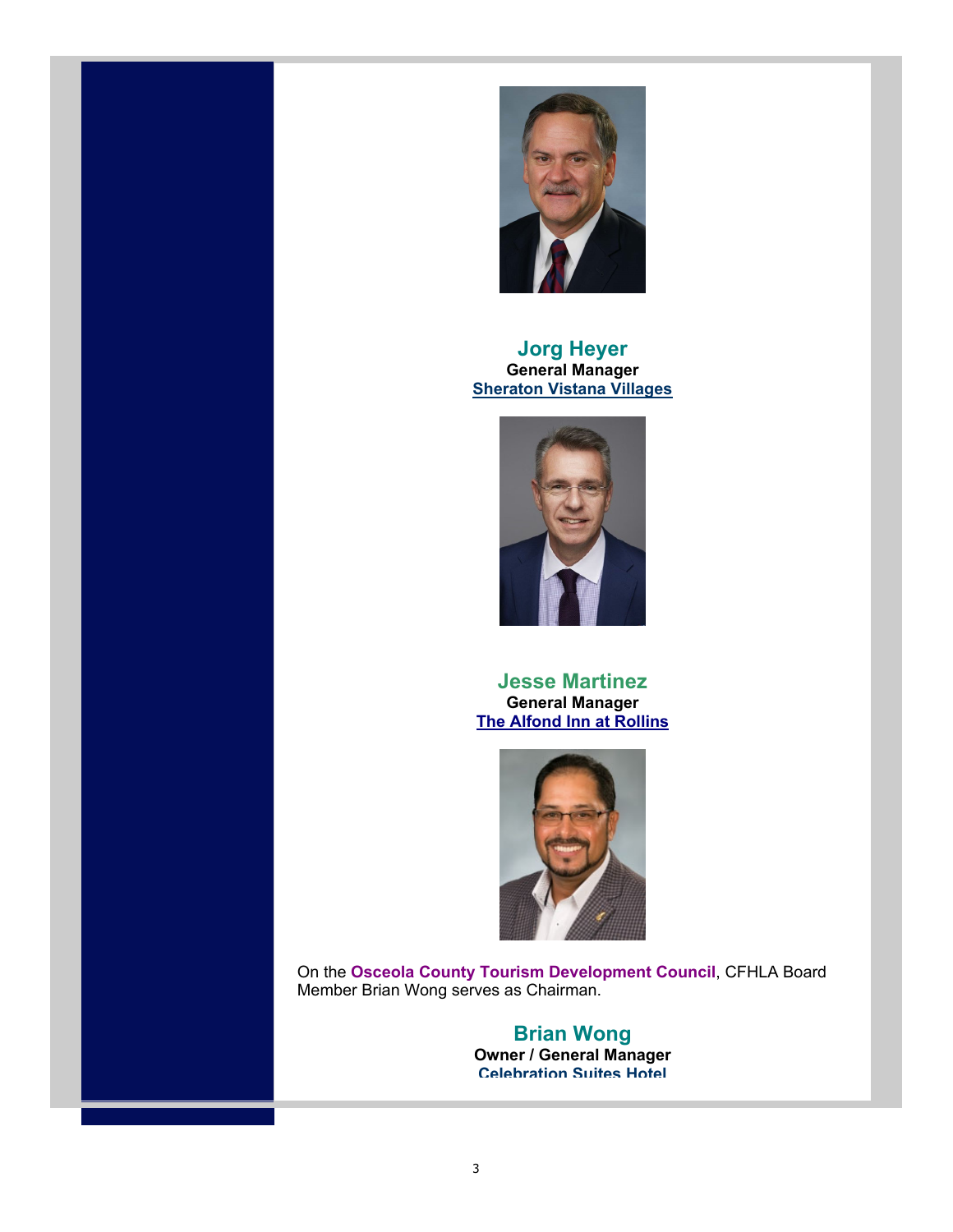**Jorg Heyer**
**General Manager**
**[Sheraton Vistana Villages]**

**Jesse Martinez**
**General Manager**
**[The Alfond Inn at Rollins]**

On the **Osceola County Tourism Development Council**, CFHLA Board Member Brian Wong serves as Chairman.

**Brian Wong**
**Owner / General Manager**
**Celebration Suites Hotel**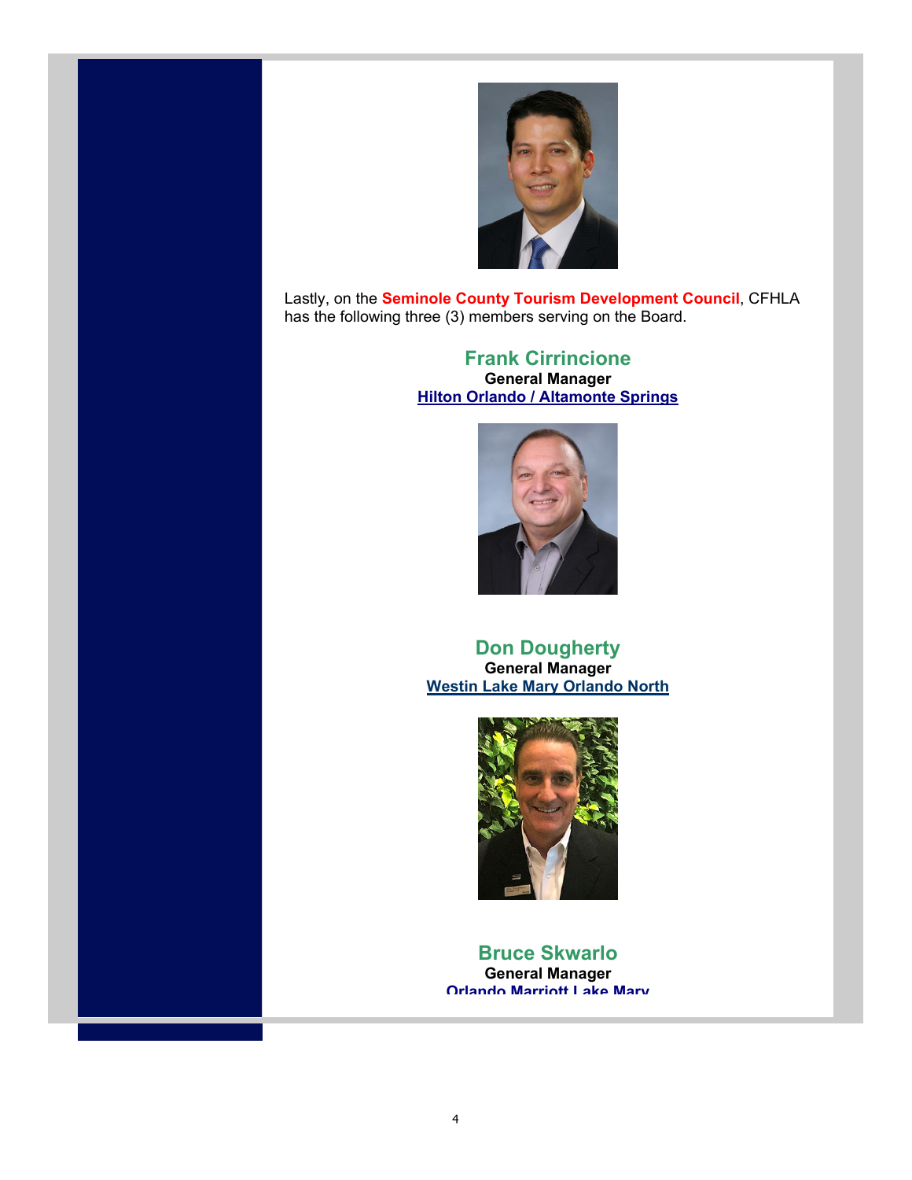Lastly, on the **Seminole County Tourism Development Council**, CFHLA has the following three (3) members serving on the Board.

### Frank Cirrincione

**General Manager**

**Hilton Orlando / Altamonte Springs**

### Don Dougherty

**General Manager**

**Westin Lake Mary Orlando North**

### Bruce Skwarlo

**General Manager**

**Orlando Marriott Lake Mary**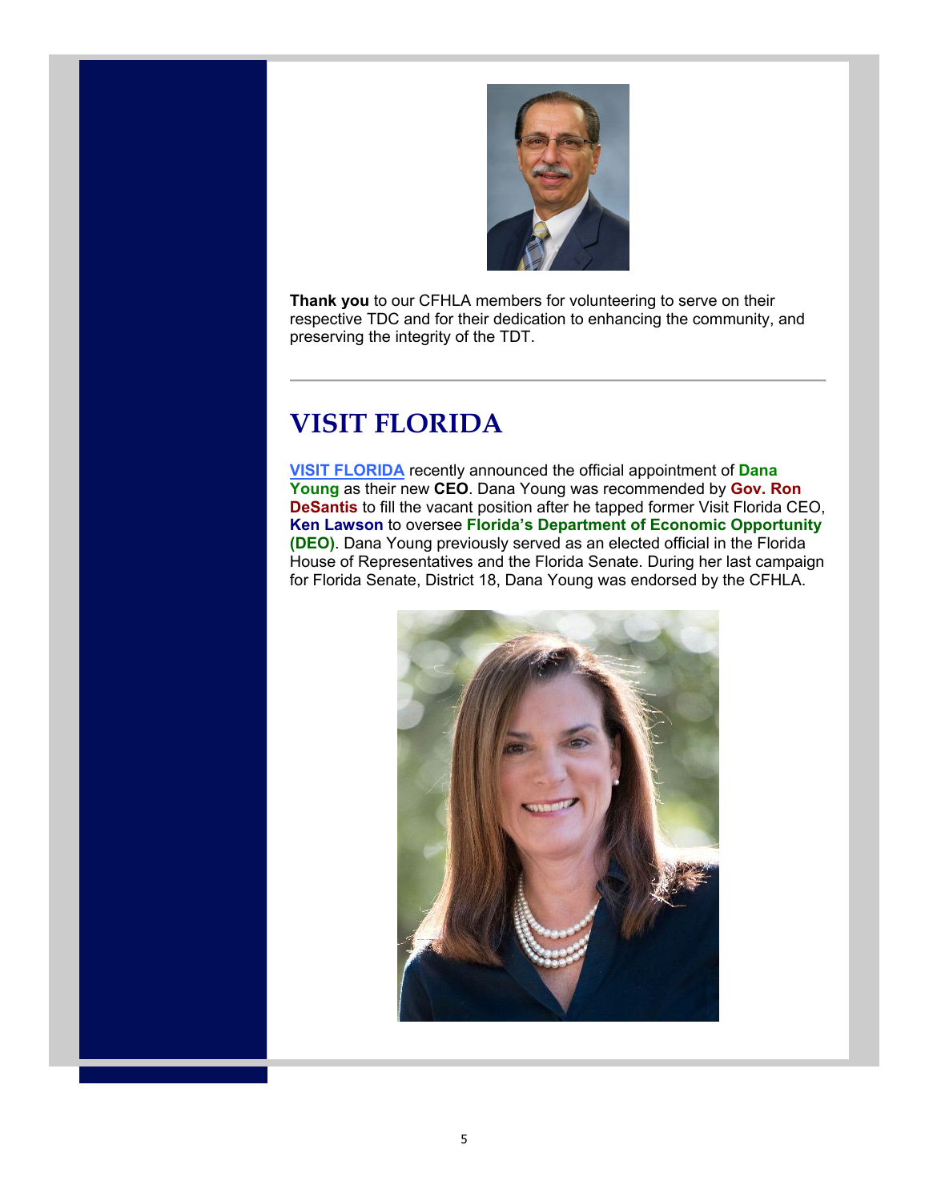**Thank you** to our CFHLA members for volunteering to serve on their respective TDC and for their dedication to enhancing the community, and preserving the integrity of the TDT.

---

## VISIT FLORIDA

VISIT FLORIDA recently announced the official appointment of **Dana Young** as their new **CEO**. Dana Young was recommended by **Gov. Ron DeSantis** to fill the vacant position after he tapped former Visit Florida CEO, **Ken Lawson** to oversee **Florida's Department of Economic Opportunity (DEO)**. Dana Young previously served as an elected official in the Florida House of Representatives and the Florida Senate. During her last campaign for Florida Senate, District 18, Dana Young was endorsed by the CFHLA.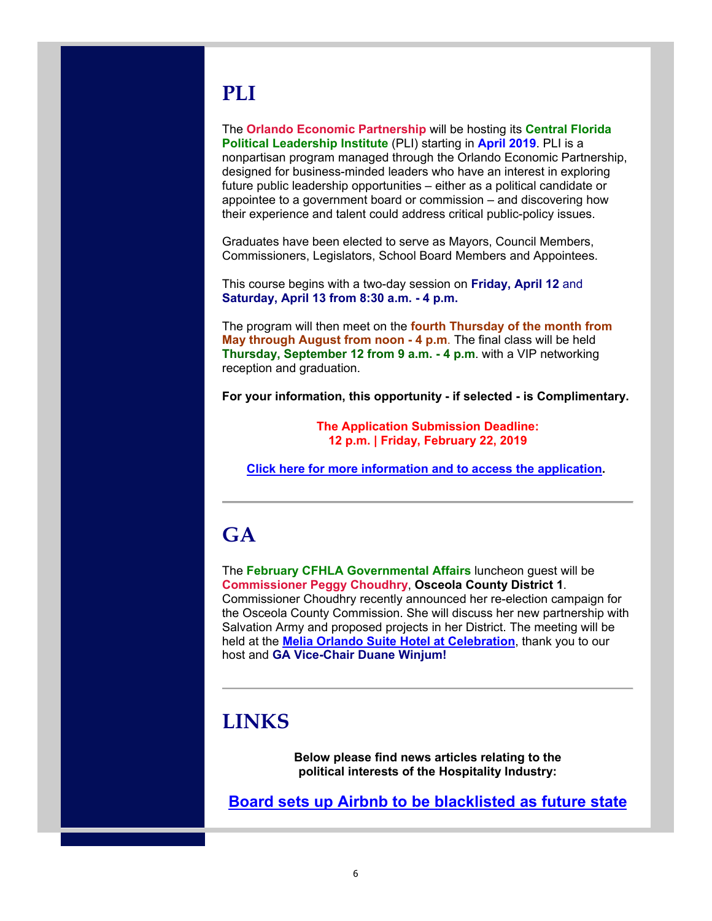# PLI

The **Orlando Economic Partnership** will be hosting its **Central Florida Political Leadership Institute** (PLI) starting in **April 2019**. PLI is a nonpartisan program managed through the Orlando Economic Partnership, designed for business-minded leaders who have an interest in exploring future public leadership opportunities – either as a political candidate or appointee to a government board or commission – and discovering how their experience and talent could address critical public-policy issues.

Graduates have been elected to serve as Mayors, Council Members, Commissioners, Legislators, School Board Members and Appointees.

This course begins with a two-day session on **Friday, April 12** and **Saturday, April 13 from 8:30 a.m. - 4 p.m.**

The program will then meet on the **fourth Thursday of the month from May through August from noon - 4 p.m**. The final class will be held **Thursday, September 12 from 9 a.m. - 4 p.m**. with a VIP networking reception and graduation.

**For your information, this opportunity - if selected - is Complimentary.**

**The Application Submission Deadline:**
**12 p.m. | Friday, February 22, 2019**

**Click here for more information and to access the application.**

---

# GA

The **February CFHLA Governmental Affairs** luncheon guest will be **Commissioner Peggy Choudhry**, **Osceola County District 1**. Commissioner Choudhry recently announced her re-election campaign for the Osceola County Commission. She will discuss her new partnership with Salvation Army and proposed projects in her District. The meeting will be held at the **Melia Orlando Suite Hotel at Celebration**, thank you to our host and **GA Vice-Chair Duane Winjum!**

---

# LINKS

**Below please find news articles relating to the political interests of the Hospitality Industry:**

**Board sets up Airbnb to be blacklisted as future state**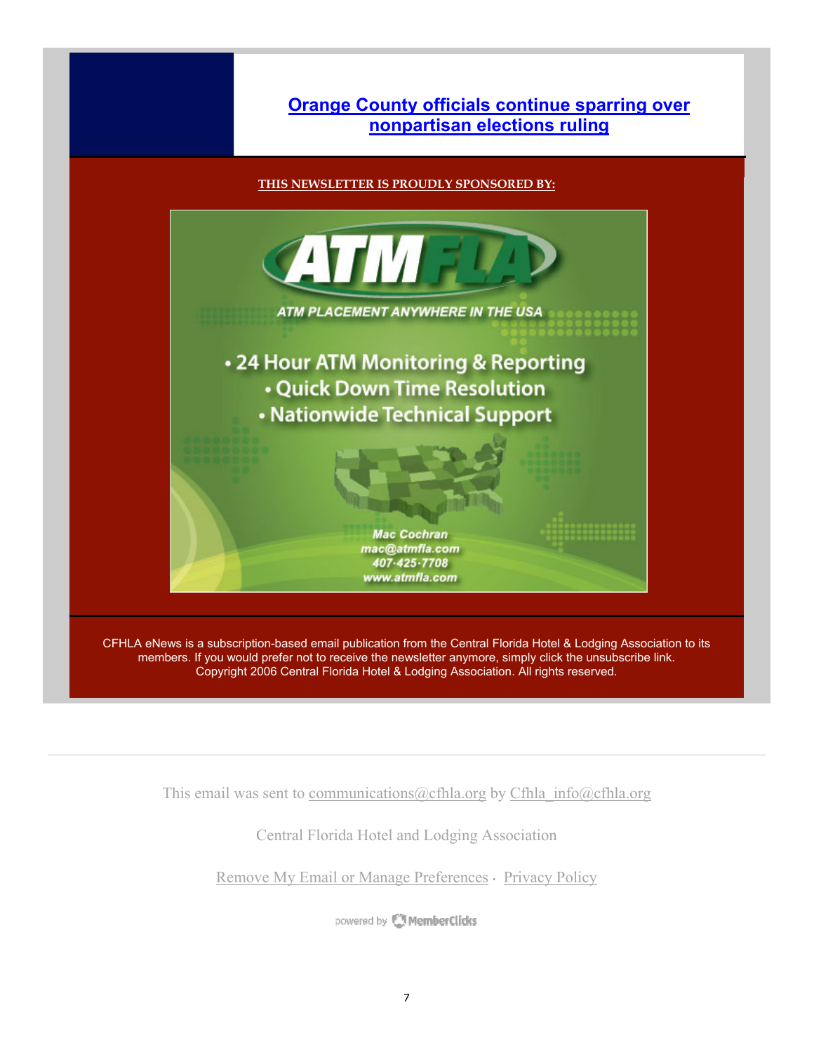**Orange County officials continue sparring over nonpartisan elections ruling**

THIS NEWSLETTER IS PROUDLY SPONSORED BY:

ATMFLA

ATM PLACEMENT ANYWHERE IN THE USA

- 24 Hour ATM Monitoring & Reporting
- Quick Down Time Resolution
- Nationwide Technical Support

Mac Cochran
mac@atmfla.com
407-425-7708
www.atmfla.com

CFHLA eNews is a subscription-based email publication from the Central Florida Hotel & Lodging Association to its members. If you would prefer not to receive the newsletter anymore, simply click the unsubscribe link. Copyright 2006 Central Florida Hotel & Lodging Association. All rights reserved.

---

This email was sent to communications@cfhla.org by Cfhla_info@cfhla.org

Central Florida Hotel and Lodging Association

Remove My Email or Manage Preferences · Privacy Policy

powered by MemberClicks